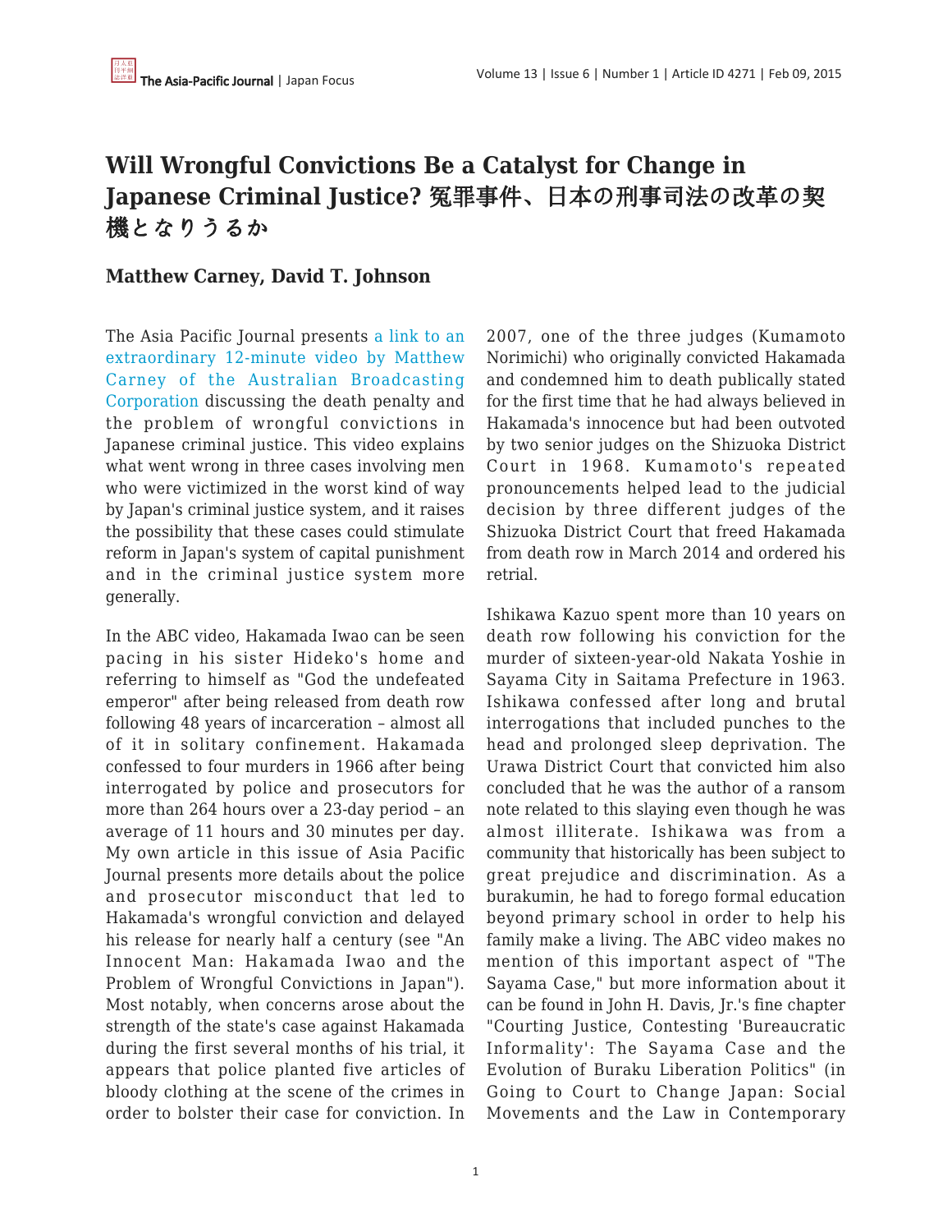# Will Wrongful Convictions Be a Catalyst for Change in Japanese Criminal Justice? 冤罪事件、日本の刑事司法の改革の契機となりうるか

**Matthew Carney, David T. Johnson**

The Asia Pacific Journal presents a link to an extraordinary 12-minute video by Matthew Carney of the Australian Broadcasting Corporation discussing the death penalty and the problem of wrongful convictions in Japanese criminal justice. This video explains what went wrong in three cases involving men who were victimized in the worst kind of way by Japan's criminal justice system, and it raises the possibility that these cases could stimulate reform in Japan's system of capital punishment and in the criminal justice system more generally.

In the ABC video, Hakamada Iwao can be seen pacing in his sister Hideko's home and referring to himself as "God the undefeated emperor" after being released from death row following 48 years of incarceration – almost all of it in solitary confinement. Hakamada confessed to four murders in 1966 after being interrogated by police and prosecutors for more than 264 hours over a 23-day period – an average of 11 hours and 30 minutes per day. My own article in this issue of Asia Pacific Journal presents more details about the police and prosecutor misconduct that led to Hakamada's wrongful conviction and delayed his release for nearly half a century (see "An Innocent Man: Hakamada Iwao and the Problem of Wrongful Convictions in Japan"). Most notably, when concerns arose about the strength of the state's case against Hakamada during the first several months of his trial, it appears that police planted five articles of bloody clothing at the scene of the crimes in order to bolster their case for conviction. In 2007, one of the three judges (Kumamoto Norimichi) who originally convicted Hakamada and condemned him to death publically stated for the first time that he had always believed in Hakamada's innocence but had been outvoted by two senior judges on the Shizuoka District Court in 1968. Kumamoto's repeated pronouncements helped lead to the judicial decision by three different judges of the Shizuoka District Court that freed Hakamada from death row in March 2014 and ordered his retrial.

Ishikawa Kazuo spent more than 10 years on death row following his conviction for the murder of sixteen-year-old Nakata Yoshie in Sayama City in Saitama Prefecture in 1963. Ishikawa confessed after long and brutal interrogations that included punches to the head and prolonged sleep deprivation. The Urawa District Court that convicted him also concluded that he was the author of a ransom note related to this slaying even though he was almost illiterate. Ishikawa was from a community that historically has been subject to great prejudice and discrimination. As a burakumin, he had to forego formal education beyond primary school in order to help his family make a living. The ABC video makes no mention of this important aspect of "The Sayama Case," but more information about it can be found in John H. Davis, Jr.'s fine chapter "Courting Justice, Contesting 'Bureaucratic Informality': The Sayama Case and the Evolution of Buraku Liberation Politics" (in Going to Court to Change Japan: Social Movements and the Law in Contemporary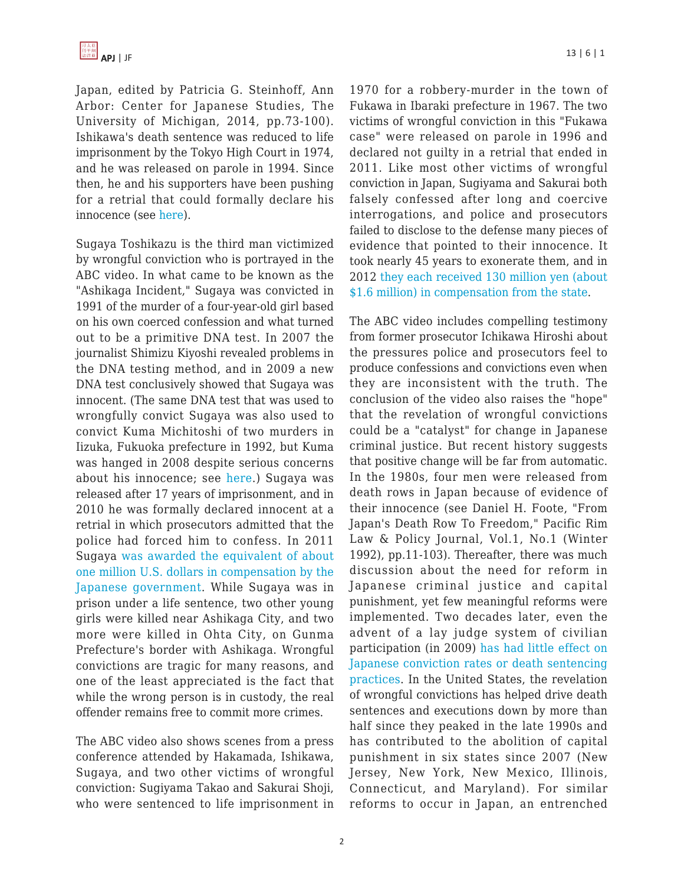Japan, edited by Patricia G. Steinhoff, Ann Arbor: Center for Japanese Studies, The University of Michigan, 2014, pp.73-100). Ishikawa's death sentence was reduced to life imprisonment by the Tokyo High Court in 1974, and he was released on parole in 1994. Since then, he and his supporters have been pushing for a retrial that could formally declare his innocence (see here).

Sugaya Toshikazu is the third man victimized by wrongful conviction who is portrayed in the ABC video. In what came to be known as the "Ashikaga Incident," Sugaya was convicted in 1991 of the murder of a four-year-old girl based on his own coerced confession and what turned out to be a primitive DNA test. In 2007 the journalist Shimizu Kiyoshi revealed problems in the DNA testing method, and in 2009 a new DNA test conclusively showed that Sugaya was innocent. (The same DNA test that was used to wrongfully convict Sugaya was also used to convict Kuma Michitoshi of two murders in Iizuka, Fukuoka prefecture in 1992, but Kuma was hanged in 2008 despite serious concerns about his innocence; see here.) Sugaya was released after 17 years of imprisonment, and in 2010 he was formally declared innocent at a retrial in which prosecutors admitted that the police had forced him to confess. In 2011 Sugaya was awarded the equivalent of about one million U.S. dollars in compensation by the Japanese government. While Sugaya was in prison under a life sentence, two other young girls were killed near Ashikaga City, and two more were killed in Ohta City, on Gunma Prefecture's border with Ashikaga. Wrongful convictions are tragic for many reasons, and one of the least appreciated is the fact that while the wrong person is in custody, the real offender remains free to commit more crimes.

The ABC video also shows scenes from a press conference attended by Hakamada, Ishikawa, Sugaya, and two other victims of wrongful conviction: Sugiyama Takao and Sakurai Shoji, who were sentenced to life imprisonment in 1970 for a robbery-murder in the town of Fukawa in Ibaraki prefecture in 1967. The two victims of wrongful conviction in this "Fukawa case" were released on parole in 1996 and declared not guilty in a retrial that ended in 2011. Like most other victims of wrongful conviction in Japan, Sugiyama and Sakurai both falsely confessed after long and coercive interrogations, and police and prosecutors failed to disclose to the defense many pieces of evidence that pointed to their innocence. It took nearly 45 years to exonerate them, and in 2012 they each received 130 million yen (about $1.6 million) in compensation from the state.

The ABC video includes compelling testimony from former prosecutor Ichikawa Hiroshi about the pressures police and prosecutors feel to produce confessions and convictions even when they are inconsistent with the truth. The conclusion of the video also raises the "hope" that the revelation of wrongful convictions could be a "catalyst" for change in Japanese criminal justice. But recent history suggests that positive change will be far from automatic. In the 1980s, four men were released from death rows in Japan because of evidence of their innocence (see Daniel H. Foote, "From Japan's Death Row To Freedom," Pacific Rim Law & Policy Journal, Vol.1, No.1 (Winter 1992), pp.11-103). Thereafter, there was much discussion about the need for reform in Japanese criminal justice and capital punishment, yet few meaningful reforms were implemented. Two decades later, even the advent of a lay judge system of civilian participation (in 2009) has had little effect on Japanese conviction rates or death sentencing practices. In the United States, the revelation of wrongful convictions has helped drive death sentences and executions down by more than half since they peaked in the late 1990s and has contributed to the abolition of capital punishment in six states since 2007 (New Jersey, New York, New Mexico, Illinois, Connecticut, and Maryland). For similar reforms to occur in Japan, an entrenched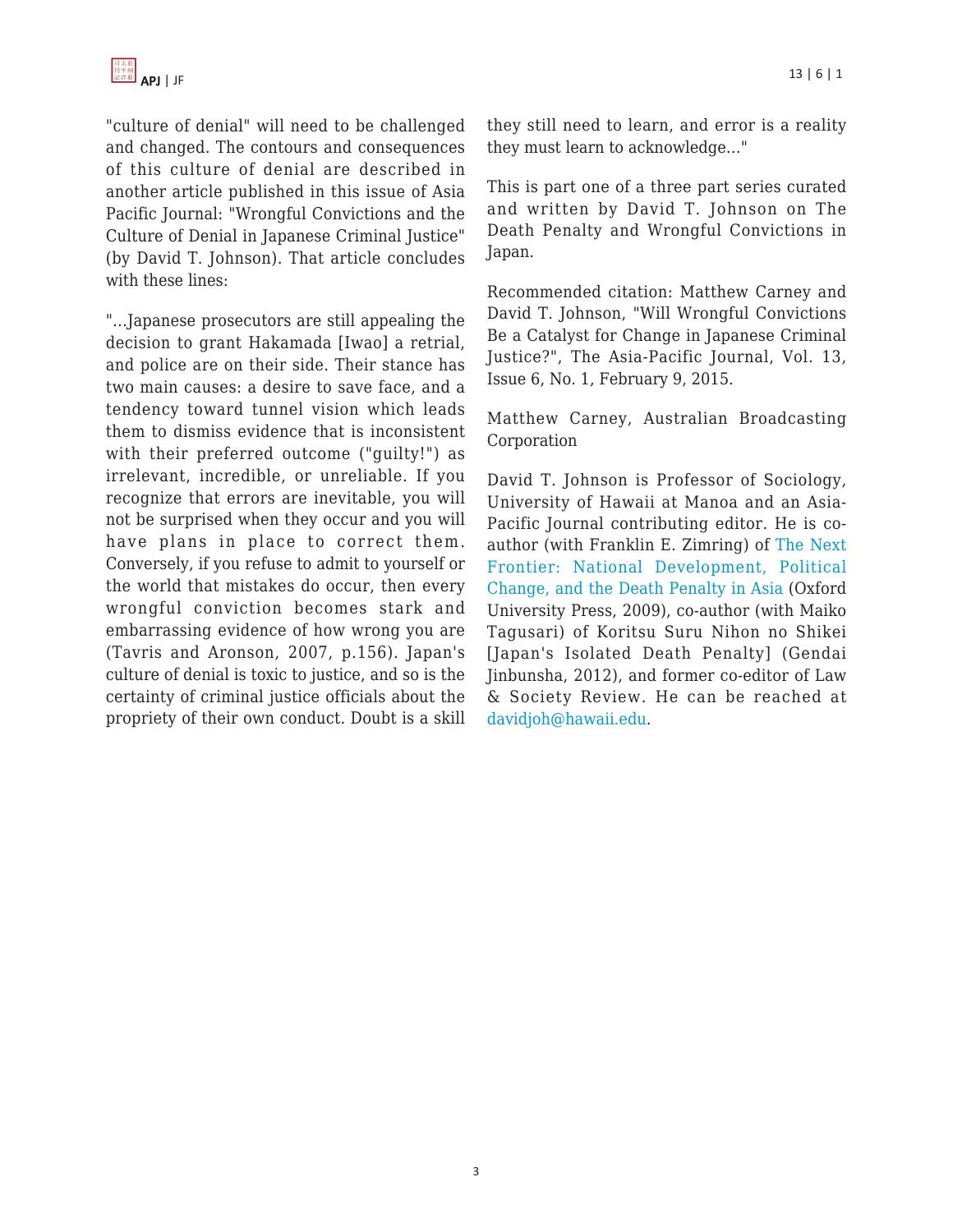"culture of denial" will need to be challenged and changed. The contours and consequences of this culture of denial are described in another article published in this issue of Asia Pacific Journal: "Wrongful Convictions and the Culture of Denial in Japanese Criminal Justice" (by David T. Johnson). That article concludes with these lines:

"...Japanese prosecutors are still appealing the decision to grant Hakamada [Iwao] a retrial, and police are on their side. Their stance has two main causes: a desire to save face, and a tendency toward tunnel vision which leads them to dismiss evidence that is inconsistent with their preferred outcome ("guilty!") as irrelevant, incredible, or unreliable. If you recognize that errors are inevitable, you will not be surprised when they occur and you will have plans in place to correct them. Conversely, if you refuse to admit to yourself or the world that mistakes do occur, then every wrongful conviction becomes stark and embarrassing evidence of how wrong you are (Tavris and Aronson, 2007, p.156). Japan's culture of denial is toxic to justice, and so is the certainty of criminal justice officials about the propriety of their own conduct. Doubt is a skill they still need to learn, and error is a reality they must learn to acknowledge..."

This is part one of a three part series curated and written by David T. Johnson on The Death Penalty and Wrongful Convictions in Japan.

Recommended citation: Matthew Carney and David T. Johnson, "Will Wrongful Convictions Be a Catalyst for Change in Japanese Criminal Justice?", The Asia-Pacific Journal, Vol. 13, Issue 6, No. 1, February 9, 2015.

Matthew Carney, Australian Broadcasting Corporation

David T. Johnson is Professor of Sociology, University of Hawaii at Manoa and an Asia-Pacific Journal contributing editor. He is co-author (with Franklin E. Zimring) of The Next Frontier: National Development, Political Change, and the Death Penalty in Asia (Oxford University Press, 2009), co-author (with Maiko Tagusari) of Koritsu Suru Nihon no Shikei [Japan's Isolated Death Penalty] (Gendai Jinbunsha, 2012), and former co-editor of Law & Society Review. He can be reached at davidjoh@hawaii.edu.